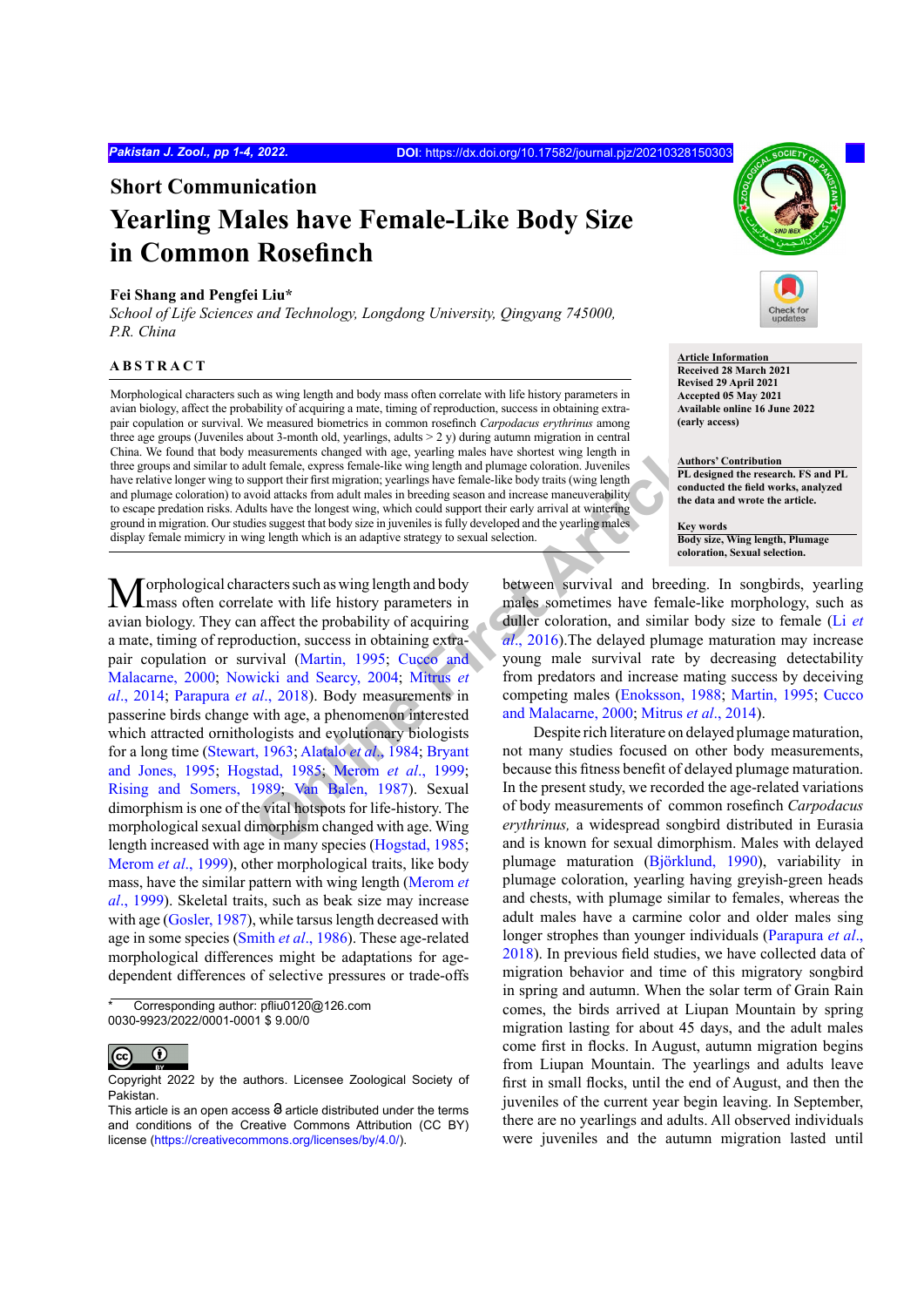Short Communication

# Yearling Males have Female-Like Body Size in Common Rosefinch

**Fei Shang and Pengfei Liu***

*School of Life Sciences and Technology, Longdong University, Qingyang 745000, P.R. China*

**Article Information**
**Received 28 March 2021**
**Revised 29 April 2021**
**Accepted 05 May 2021**
**Available online 16 June 2022**
**(early access)**

**Authors' Contribution**
**PL designed the research. FS and PL conducted the field works, analyzed the data and wrote the article.**

**Key words**
**Body size, Wing length, Plumage coloration, Sexual selection.**

## ABSTRACT

Morphological characters such as wing length and body mass often correlate with life history parameters in avian biology, affect the probability of acquiring a mate, timing of reproduction, success in obtaining extra-pair copulation or survival. We measured biometrics in common rosefinch *Carpodacus erythrinus* among three age groups (Juveniles about 3-month old, yearlings, adults > 2 y) during autumn migration in central China. We found that body measurements changed with age, yearling males have shortest wing length in three groups and similar to adult female, express female-like wing length and plumage coloration. Juveniles have relative longer wing to support their first migration; yearlings have female-like body traits (wing length and plumage coloration) to avoid attacks from adult males in breeding season and increase maneuverability to escape predation risks. Adults have the longest wing, which could support their early arrival at wintering ground in migration. Our studies suggest that body size in juveniles is fully developed and the yearling males display female mimicry in wing length which is an adaptive strategy to sexual selection.

Morphological characters such as wing length and body mass often correlate with life history parameters in avian biology. They can affect the probability of acquiring a mate, timing of reproduction, success in obtaining extra-pair copulation or survival (Martin, 1995; Cucco and Malacarne, 2000; Nowicki and Searcy, 2004; Mitrus *et al*., 2014; Parapura *et al*., 2018). Body measurements in passerine birds change with age, a phenomenon interested which attracted ornithologists and evolutionary biologists for a long time (Stewart, 1963; Alatalo *et al*., 1984; Bryant and Jones, 1995; Hogstad, 1985; Merom *et al*., 1999; Rising and Somers, 1989; Van Balen, 1987). Sexual dimorphism is one of the vital hotspots for life-history. The morphological sexual dimorphism changed with age. Wing length increased with age in many species (Hogstad, 1985; Merom *et al*., 1999), other morphological traits, like body mass, have the similar pattern with wing length (Merom *et al*., 1999). Skeletal traits, such as beak size may increase with age (Gosler, 1987), while tarsus length decreased with age in some species (Smith *et al*., 1986). These age-related morphological differences might be adaptations for age-dependent differences of selective pressures or trade-offs between survival and breeding. In songbirds, yearling males sometimes have female-like morphology, such as duller coloration, and similar body size to female (Li *et al*., 2016).The delayed plumage maturation may increase young male survival rate by decreasing detectability from predators and increase mating success by deceiving competing males (Enoksson, 1988; Martin, 1995; Cucco and Malacarne, 2000; Mitrus *et al*., 2014).

Despite rich literature on delayed plumage maturation, not many studies focused on other body measurements, because this fitness benefit of delayed plumage maturation. In the present study, we recorded the age-related variations of body measurements of common rosefinch *Carpodacus erythrinus,* a widespread songbird distributed in Eurasia and is known for sexual dimorphism. Males with delayed plumage maturation (Björklund, 1990), variability in plumage coloration, yearling having greyish-green heads and chests, with plumage similar to females, whereas the adult males have a carmine color and older males sing longer strophes than younger individuals (Parapura *et al*., 2018). In previous field studies, we have collected data of migration behavior and time of this migratory songbird in spring and autumn. When the solar term of Grain Rain comes, the birds arrived at Liupan Mountain by spring migration lasting for about 45 days, and the adult males come first in flocks. In August, autumn migration begins from Liupan Mountain. The yearlings and adults leave first in small flocks, until the end of August, and then the juveniles of the current year begin leaving. In September, there are no yearlings and adults. All observed individuals were juveniles and the autumn migration lasted until

\* Corresponding author: pfliu0120@126.com
0030-9923/2022/0001-0001 $ 9.00/0

Copyright 2022 by the authors. Licensee Zoological Society of Pakistan.
This article is an open access article distributed under the terms and conditions of the Creative Commons Attribution (CC BY) license (https://creativecommons.org/licenses/by/4.0/).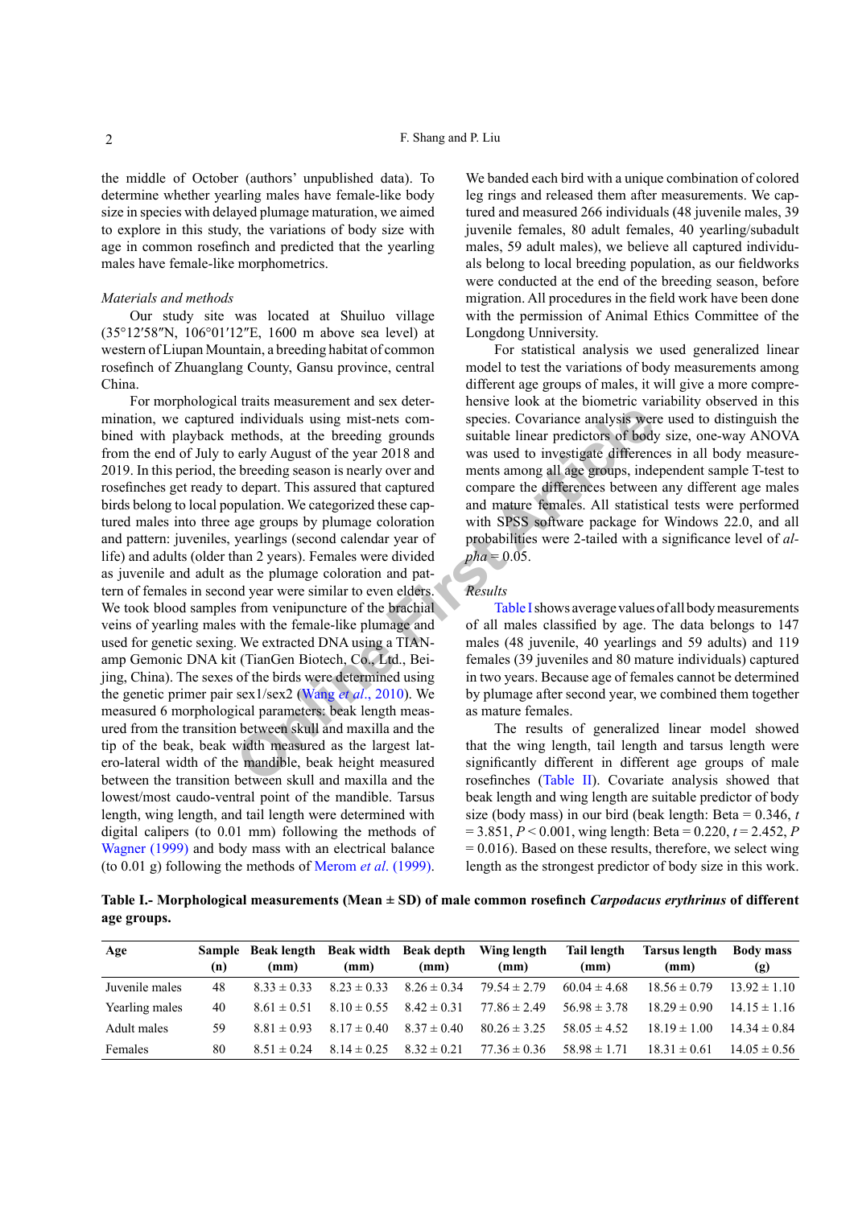the middle of October (authors' unpublished data). To determine whether yearling males have female-like body size in species with delayed plumage maturation, we aimed to explore in this study, the variations of body size with age in common rosefinch and predicted that the yearling males have female-like morphometrics.

*Materials and methods*

Our study site was located at Shuiluo village (35°12′58″N, 106°01′12″E, 1600 m above sea level) at western of Liupan Mountain, a breeding habitat of common rosefinch of Zhuanglang County, Gansu province, central China.

For morphological traits measurement and sex determination, we captured individuals using mist-nets combined with playback methods, at the breeding grounds from the end of July to early August of the year 2018 and 2019. In this period, the breeding season is nearly over and rosefinches get ready to depart. This assured that captured birds belong to local population. We categorized these captured males into three age groups by plumage coloration and pattern: juveniles, yearlings (second calendar year of life) and adults (older than 2 years). Females were divided as juvenile and adult as the plumage coloration and pattern of females in second year were similar to even elders. We took blood samples from venipuncture of the brachial veins of yearling males with the female-like plumage and used for genetic sexing. We extracted DNA using a TIANamp Gemonic DNA kit (TianGen Biotech, Co., Ltd., Beijing, China). The sexes of the birds were determined using the genetic primer pair sex1/sex2 (Wang *et al*., 2010). We measured 6 morphological parameters: beak length measured from the transition between skull and maxilla and the tip of the beak, beak width measured as the largest latero-lateral width of the mandible, beak height measured between the transition between skull and maxilla and the lowest/most caudo-ventral point of the mandible. Tarsus length, wing length, and tail length were determined with digital calipers (to 0.01 mm) following the methods of Wagner (1999) and body mass with an electrical balance (to 0.01 g) following the methods of Merom *et al*. (1999).

We banded each bird with a unique combination of colored leg rings and released them after measurements. We captured and measured 266 individuals (48 juvenile males, 39 juvenile females, 80 adult females, 40 yearling/subadult males, 59 adult males), we believe all captured individuals belong to local breeding population, as our fieldworks were conducted at the end of the breeding season, before migration. All procedures in the field work have been done with the permission of Animal Ethics Committee of the Longdong Unniversity.

For statistical analysis we used generalized linear model to test the variations of body measurements among different age groups of males, it will give a more comprehensive look at the biometric variability observed in this species. Covariance analysis were used to distinguish the suitable linear predictors of body size, one-way ANOVA was used to investigate differences in all body measurements among all age groups, independent sample T-test to compare the differences between any different age males and mature females. All statistical tests were performed with SPSS software package for Windows 22.0, and all probabilities were 2-tailed with a significance level of *alpha* = 0.05.

*Results*

Table I shows average values of all body measurements of all males classified by age. The data belongs to 147 males (48 juvenile, 40 yearlings and 59 adults) and 119 females (39 juveniles and 80 mature individuals) captured in two years. Because age of females cannot be determined by plumage after second year, we combined them together as mature females.

The results of generalized linear model showed that the wing length, tail length and tarsus length were significantly different in different age groups of male rosefinches (Table II). Covariate analysis showed that beak length and wing length are suitable predictor of body size (body mass) in our bird (beak length: Beta = 0.346, $t$ = 3.851, $P$ < 0.001, wing length: Beta = 0.220, $t$ = 2.452, $P$ = 0.016). Based on these results, therefore, we select wing length as the strongest predictor of body size in this work.

**Table I.- Morphological measurements (Mean ± SD) of male common rosefinch *Carpodacus erythrinus* of different age groups.**

| Age | Sample (n) | Beak length (mm) | Beak width (mm) | Beak depth (mm) | Wing length (mm) | Tail length (mm) | Tarsus length (mm) | Body mass (g) |
|---|---|---|---|---|---|---|---|---|
| Juvenile males | 48 | 8.33 ± 0.33 | 8.23 ± 0.33 | 8.26 ± 0.34 | 79.54 ± 2.79 | 60.04 ± 4.68 | 18.56 ± 0.79 | 13.92 ± 1.10 |
| Yearling males | 40 | 8.61 ± 0.51 | 8.10 ± 0.55 | 8.42 ± 0.31 | 77.86 ± 2.49 | 56.98 ± 3.78 | 18.29 ± 0.90 | 14.15 ± 1.16 |
| Adult males | 59 | 8.81 ± 0.93 | 8.17 ± 0.40 | 8.37 ± 0.40 | 80.26 ± 3.25 | 58.05 ± 4.52 | 18.19 ± 1.00 | 14.34 ± 0.84 |
| Females | 80 | 8.51 ± 0.24 | 8.14 ± 0.25 | 8.32 ± 0.21 | 77.36 ± 0.36 | 58.98 ± 1.71 | 18.31 ± 0.61 | 14.05 ± 0.56 |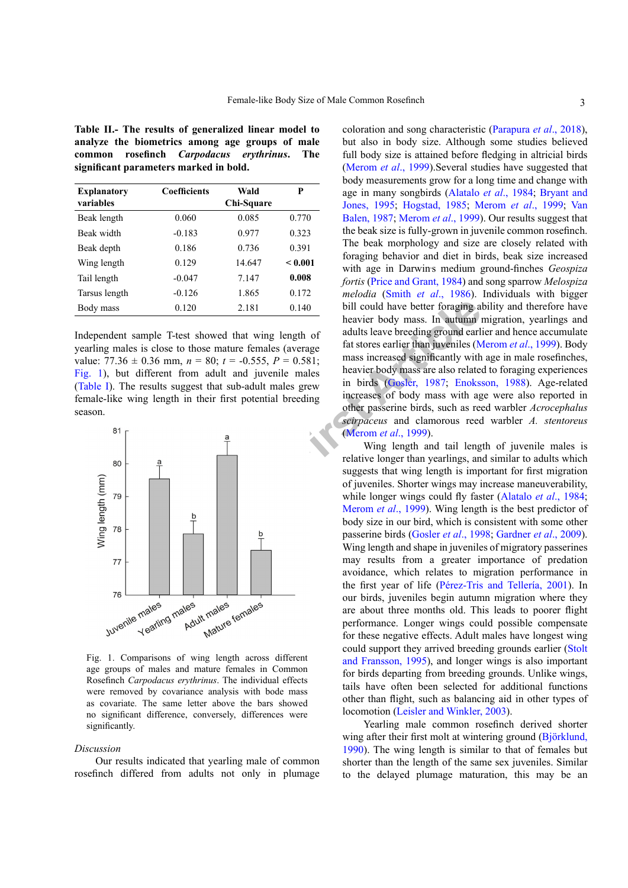**Table II.- The results of generalized linear model to analyze the biometrics among age groups of male common rosefinch *Carpodacus erythrinus*. The significant parameters marked in bold.**

| Explanatory variables | Coefficients | Wald Chi-Square | P |
|---|---|---|---|
| Beak length | 0.060 | 0.085 | 0.770 |
| Beak width | -0.183 | 0.977 | 0.323 |
| Beak depth | 0.186 | 0.736 | 0.391 |
| Wing length | 0.129 | 14.647 | **< 0.001** |
| Tail length | -0.047 | 7.147 | **0.008** |
| Tarsus length | -0.126 | 1.865 | 0.172 |
| Body mass | 0.120 | 2.181 | 0.140 |

Independent sample T-test showed that wing length of yearling males is close to those mature females (average value: 77.36 ± 0.36 mm, $n$ = 80; $t$ = -0.555, $P$ = 0.581; Fig. 1), but different from adult and juvenile males (Table I). The results suggest that sub-adult males grew female-like wing length in their first potential breeding season.

Fig. 1. Comparisons of wing length across different age groups of males and mature females in Common Rosefinch *Carpodacus erythrinus*. The individual effects were removed by covariance analysis with bode mass as covariate. The same letter above the bars showed no significant difference, conversely, differences were significantly.

*Discussion*

Our results indicated that yearling male of common rosefinch differed from adults not only in plumage coloration and song characteristic (Parapura *et al*., 2018), but also in body size. Although some studies believed full body size is attained before fledging in altricial birds (Merom *et al*., 1999).Several studies have suggested that body measurements grow for a long time and change with age in many songbirds (Alatalo *et al*., 1984; Bryant and Jones, 1995; Hogstad, 1985; Merom *et al*., 1999; Van Balen, 1987; Merom *et al*., 1999). Our results suggest that the beak size is fully-grown in juvenile common rosefinch. The beak morphology and size are closely related with foraging behavior and diet in birds, beak size increased with age in Darwin's medium ground-finches *Geospiza fortis* (Price and Grant, 1984) and song sparrow *Melospiza melodia* (Smith *et al*., 1986). Individuals with bigger bill could have better foraging ability and therefore have heavier body mass. In autumn migration, yearlings and adults leave breeding ground earlier and hence accumulate fat stores earlier than juveniles (Merom *et al*., 1999). Body mass increased significantly with age in male rosefinches, heavier body mass are also related to foraging experiences in birds (Gosler, 1987; Enoksson, 1988). Age-related increases of body mass with age were also reported in other passerine birds, such as reed warbler *Acrocephalus scirpaceus* and clamorous reed warbler *A. stentoreus* (Merom *et al*., 1999).

Wing length and tail length of juvenile males is relative longer than yearlings, and similar to adults which suggests that wing length is important for first migration of juveniles. Shorter wings may increase maneuverability, while longer wings could fly faster (Alatalo *et al*., 1984; Merom *et al*., 1999). Wing length is the best predictor of body size in our bird, which is consistent with some other passerine birds (Gosler *et al*., 1998; Gardner *et al*., 2009). Wing length and shape in juveniles of migratory passerines may results from a greater importance of predation avoidance, which relates to migration performance in the first year of life (Pérez-Tris and Tellería, 2001). In our birds, juveniles begin autumn migration where they are about three months old. This leads to poorer flight performance. Longer wings could possible compensate for these negative effects. Adult males have longest wing could support they arrived breeding grounds earlier (Stolt and Fransson, 1995), and longer wings is also important for birds departing from breeding grounds. Unlike wings, tails have often been selected for additional functions other than flight, such as balancing aid in other types of locomotion (Leisler and Winkler, 2003).

Yearling male common rosefinch derived shorter wing after their first molt at wintering ground (Björklund, 1990). The wing length is similar to that of females but shorter than the length of the same sex juveniles. Similar to the delayed plumage maturation, this may be an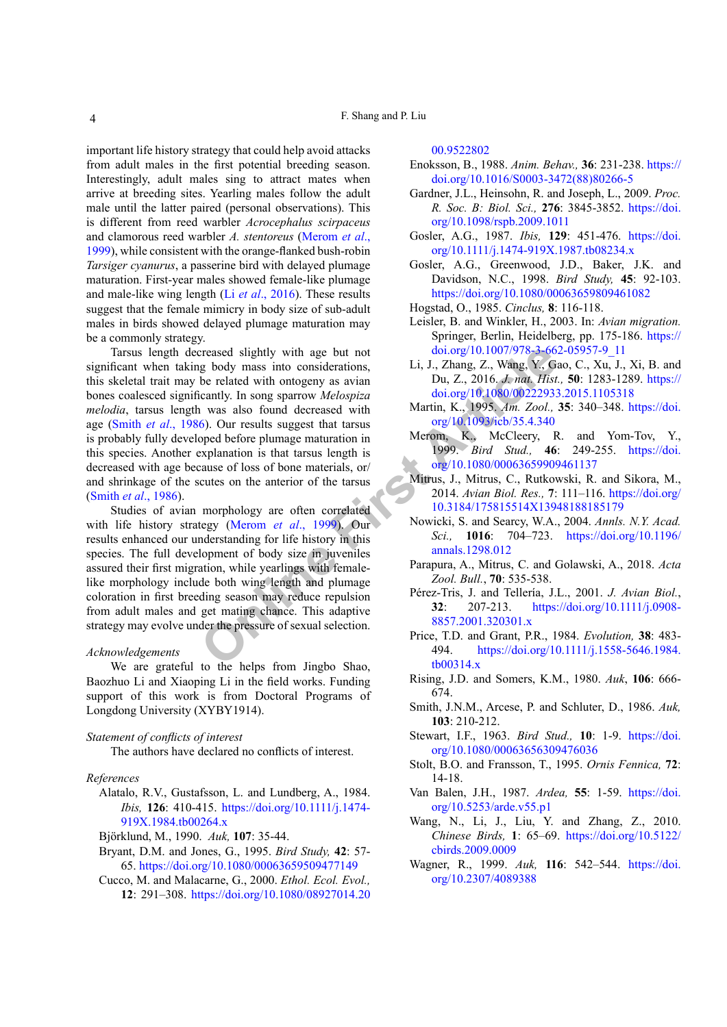important life history strategy that could help avoid attacks from adult males in the first potential breeding season. Interestingly, adult males sing to attract mates when arrive at breeding sites. Yearling males follow the adult male until the latter paired (personal observations). This is different from reed warbler *Acrocephalus scirpaceus* and clamorous reed warbler *A. stentoreus* (Merom *et al*., 1999), while consistent with the orange-flanked bush-robin *Tarsiger cyanurus*, a passerine bird with delayed plumage maturation. First-year males showed female-like plumage and male-like wing length (Li *et al*., 2016). These results suggest that the female mimicry in body size of sub-adult males in birds showed delayed plumage maturation may be a commonly strategy.

Tarsus length decreased slightly with age but not significant when taking body mass into considerations, this skeletal trait may be related with ontogeny as avian bones coalesced significantly. In song sparrow *Melospiza melodia*, tarsus length was also found decreased with age (Smith *et al*., 1986). Our results suggest that tarsus is probably fully developed before plumage maturation in this species. Another explanation is that tarsus length is decreased with age because of loss of bone materials, or/ and shrinkage of the scutes on the anterior of the tarsus (Smith *et al*., 1986).

Studies of avian morphology are often correlated with life history strategy (Merom *et al*., 1999). Our results enhanced our understanding for life history in this species. The full development of body size in juveniles assured their first migration, while yearlings with female-like morphology include both wing length and plumage coloration in first breeding season may reduce repulsion from adult males and get mating chance. This adaptive strategy may evolve under the pressure of sexual selection.

*Acknowledgements*

We are grateful to the helps from Jingbo Shao, Baozhuo Li and Xiaoping Li in the field works. Funding support of this work is from Doctoral Programs of Longdong University (XYBY1914).

*Statement of conflicts of interest*

The authors have declared no conflicts of interest.

*References*

Alatalo, R.V., Gustafsson, L. and Lundberg, A., 1984. *Ibis,* **126**: 410-415. https://doi.org/10.1111/j.1474-919X.1984.tb00264.x

Björklund, M., 1990. *Auk,* **107**: 35-44.

Bryant, D.M. and Jones, G., 1995. *Bird Study,* **42**: 57-65. https://doi.org/10.1080/00063659509477149

Cucco, M. and Malacarne, G., 2000. *Ethol. Ecol. Evol.,* **12**: 291–308. https://doi.org/10.1080/08927014.2000.9522802

Enoksson, B., 1988. *Anim. Behav.,* **36**: 231-238. https://doi.org/10.1016/S0003-3472(88)80266-5

Gardner, J.L., Heinsohn, R. and Joseph, L., 2009. *Proc. R. Soc. B: Biol. Sci.,* **276**: 3845-3852. https://doi.org/10.1098/rspb.2009.1011

Gosler, A.G., 1987. *Ibis,* **129**: 451-476. https://doi.org/10.1111/j.1474-919X.1987.tb08234.x

Gosler, A.G., Greenwood, J.D., Baker, J.K. and Davidson, N.C., 1998. *Bird Study,* **45**: 92-103. https://doi.org/10.1080/00063659809461082

Hogstad, O., 1985. *Cinclus,* **8**: 116-118.

Leisler, B. and Winkler, H., 2003. In: *Avian migration.* Springer, Berlin, Heidelberg, pp. 175-186. https://doi.org/10.1007/978-3-662-05957-9_11

Li, J., Zhang, Z., Wang, Y., Gao, C., Xu, J., Xi, B. and Du, Z., 2016. *J. nat. Hist.,* **50**: 1283-1289. https://doi.org/10.1080/00222933.2015.1105318

Martin, K., 1995. *Am. Zool.,* **35**: 340–348. https://doi.org/10.1093/icb/35.4.340

Merom, K., McCleery, R. and Yom-Tov, Y., 1999. *Bird Stud.,* **46**: 249-255. https://doi.org/10.1080/00063659909461137

Mitrus, J., Mitrus, C., Rutkowski, R. and Sikora, M., 2014. *Avian Biol. Res.,* **7**: 111–116. https://doi.org/10.3184/175815514X13948188185179

Nowicki, S. and Searcy, W.A., 2004. *Annls. N.Y. Acad. Sci.,* **1016**: 704–723. https://doi.org/10.1196/annals.1298.012

Parapura, A., Mitrus, C. and Golawski, A., 2018. *Acta Zool. Bull.*, **70**: 535-538.

Pérez-Tris, J. and Tellería, J.L., 2001. *J. Avian Biol.,* **32**: 207-213. https://doi.org/10.1111/j.0908-8857.2001.320301.x

Price, T.D. and Grant, P.R., 1984. *Evolution,* **38**: 483-494. https://doi.org/10.1111/j.1558-5646.1984.tb00314.x

Rising, J.D. and Somers, K.M., 1980. *Auk*, **106**: 666-674.

Smith, J.N.M., Arcese, P. and Schluter, D., 1986. *Auk,* **103**: 210-212.

Stewart, I.F., 1963. *Bird Stud.,* **10**: 1-9. https://doi.org/10.1080/00063656309476036

Stolt, B.O. and Fransson, T., 1995. *Ornis Fennica,* **72**: 14-18.

Van Balen, J.H., 1987. *Ardea,* **55**: 1-59. https://doi.org/10.5253/arde.v55.p1

Wang, N., Li, J., Liu, Y. and Zhang, Z., 2010. *Chinese Birds,* **1**: 65–69. https://doi.org/10.5122/cbirds.2009.0009

Wagner, R., 1999. *Auk,* **116**: 542–544. https://doi.org/10.2307/4089388